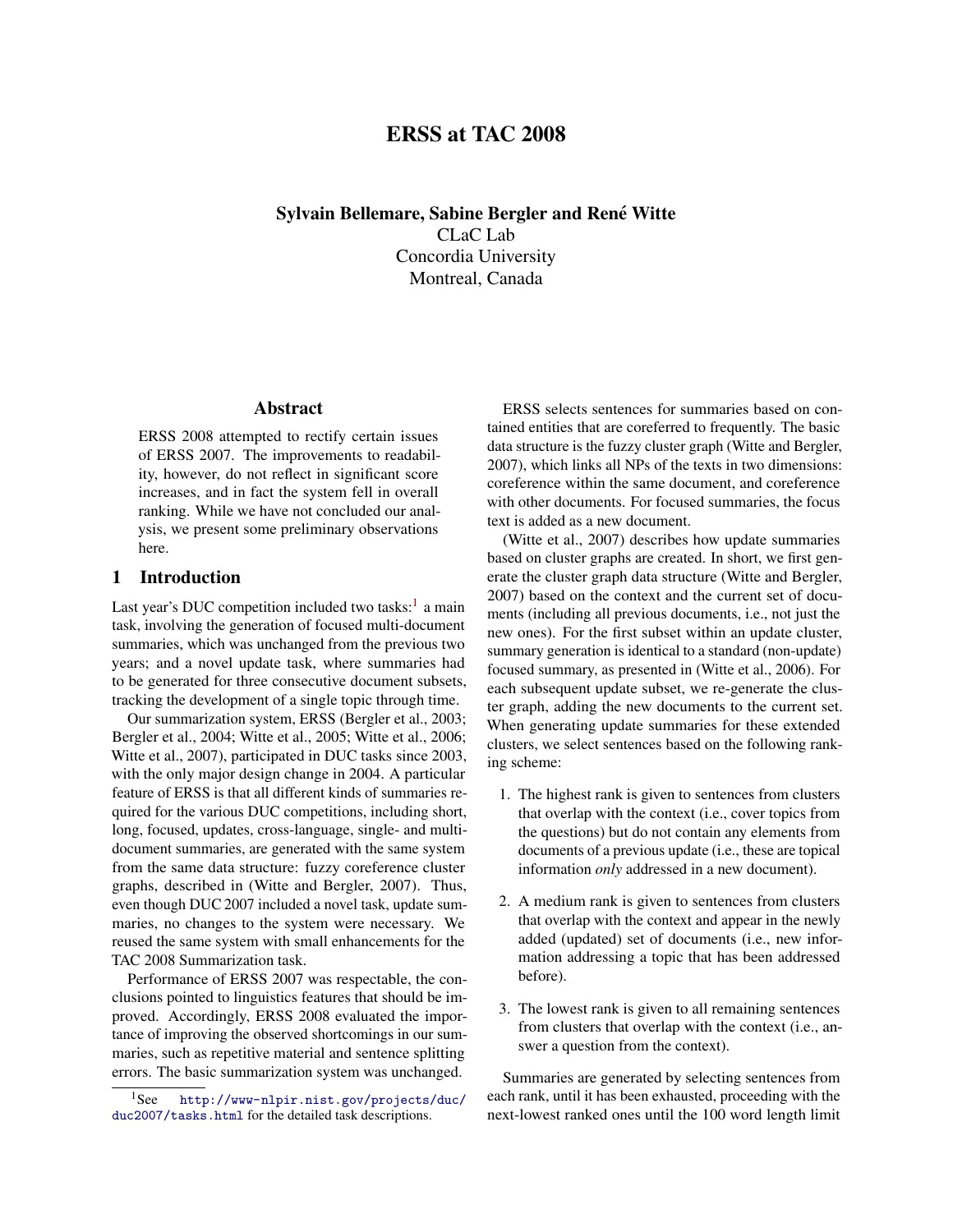# ERSS at TAC 2008

**Sylvain Bellemare, Sabine Bergler and René Witte**
CLaC Lab
Concordia University
Montreal, Canada

## Abstract

ERSS 2008 attempted to rectify certain issues of ERSS 2007. The improvements to readability, however, do not reflect in significant score increases, and in fact the system fell in overall ranking. While we have not concluded our analysis, we present some preliminary observations here.

## 1 Introduction

Last year's DUC competition included two tasks:[1] a main task, involving the generation of focused multi-document summaries, which was unchanged from the previous two years; and a novel update task, where summaries had to be generated for three consecutive document subsets, tracking the development of a single topic through time.

Our summarization system, ERSS (Bergler et al., 2003; Bergler et al., 2004; Witte et al., 2005; Witte et al., 2006; Witte et al., 2007), participated in DUC tasks since 2003, with the only major design change in 2004. A particular feature of ERSS is that all different kinds of summaries required for the various DUC competitions, including short, long, focused, updates, cross-language, single- and multi-document summaries, are generated with the same system from the same data structure: fuzzy coreference cluster graphs, described in (Witte and Bergler, 2007). Thus, even though DUC 2007 included a novel task, update summaries, no changes to the system were necessary. We reused the same system with small enhancements for the TAC 2008 Summarization task.

Performance of ERSS 2007 was respectable, the conclusions pointed to linguistics features that should be improved. Accordingly, ERSS 2008 evaluated the importance of improving the observed shortcomings in our summaries, such as repetitive material and sentence splitting errors. The basic summarization system was unchanged.

[1] See http://www-nlpir.nist.gov/projects/duc/duc2007/tasks.html for the detailed task descriptions.

ERSS selects sentences for summaries based on contained entities that are coreferred to frequently. The basic data structure is the fuzzy cluster graph (Witte and Bergler, 2007), which links all NPs of the texts in two dimensions: coreference within the same document, and coreference with other documents. For focused summaries, the focus text is added as a new document.

(Witte et al., 2007) describes how update summaries based on cluster graphs are created. In short, we first generate the cluster graph data structure (Witte and Bergler, 2007) based on the context and the current set of documents (including all previous documents, i.e., not just the new ones). For the first subset within an update cluster, summary generation is identical to a standard (non-update) focused summary, as presented in (Witte et al., 2006). For each subsequent update subset, we re-generate the cluster graph, adding the new documents to the current set. When generating update summaries for these extended clusters, we select sentences based on the following ranking scheme:

1. The highest rank is given to sentences from clusters that overlap with the context (i.e., cover topics from the questions) but do not contain any elements from documents of a previous update (i.e., these are topical information *only* addressed in a new document).
2. A medium rank is given to sentences from clusters that overlap with the context and appear in the newly added (updated) set of documents (i.e., new information addressing a topic that has been addressed before).
3. The lowest rank is given to all remaining sentences from clusters that overlap with the context (i.e., answer a question from the context).

Summaries are generated by selecting sentences from each rank, until it has been exhausted, proceeding with the next-lowest ranked ones until the 100 word length limit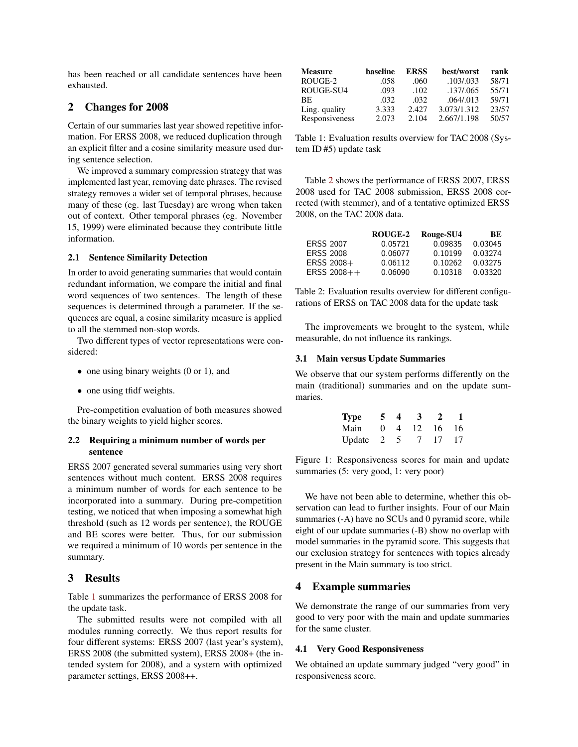has been reached or all candidate sentences have been exhausted.

## 2 Changes for 2008

Certain of our summaries last year showed repetitive information. For ERSS 2008, we reduced duplication through an explicit filter and a cosine similarity measure used during sentence selection.

We improved a summary compression strategy that was implemented last year, removing date phrases. The revised strategy removes a wider set of temporal phrases, because many of these (eg. last Tuesday) are wrong when taken out of context. Other temporal phrases (eg. November 15, 1999) were eliminated because they contribute little information.

### 2.1 Sentence Similarity Detection

In order to avoid generating summaries that would contain redundant information, we compare the initial and final word sequences of two sentences. The length of these sequences is determined through a parameter. If the sequences are equal, a cosine similarity measure is applied to all the stemmed non-stop words.

Two different types of vector representations were considered:

- one using binary weights (0 or 1), and
- one using tfidf weights.

Pre-competition evaluation of both measures showed the binary weights to yield higher scores.

### 2.2 Requiring a minimum number of words per sentence

ERSS 2007 generated several summaries using very short sentences without much content. ERSS 2008 requires a minimum number of words for each sentence to be incorporated into a summary. During pre-competition testing, we noticed that when imposing a somewhat high threshold (such as 12 words per sentence), the ROUGE and BE scores were better. Thus, for our submission we required a minimum of 10 words per sentence in the summary.

## 3 Results

Table 1 summarizes the performance of ERSS 2008 for the update task.

The submitted results were not compiled with all modules running correctly. We thus report results for four different systems: ERSS 2007 (last year's system), ERSS 2008 (the submitted system), ERSS 2008+ (the intended system for 2008), and a system with optimized parameter settings, ERSS 2008++.

| Measure | baseline | ERSS | best/worst | rank |
|---|---|---|---|---|
| ROUGE-2 | .058 | .060 | .103/.033 | 58/71 |
| ROUGE-SU4 | .093 | .102 | .137/.065 | 55/71 |
| BE | .032 | .032 | .064/.013 | 59/71 |
| Ling. quality | 3.333 | 2.427 | 3.073/1.312 | 23/57 |
| Responsiveness | 2.073 | 2.104 | 2.667/1.198 | 50/57 |

Table 1: Evaluation results overview for TAC 2008 (System ID #5) update task

Table 2 shows the performance of ERSS 2007, ERSS 2008 used for TAC 2008 submission, ERSS 2008 corrected (with stemmer), and of a tentative optimized ERSS 2008, on the TAC 2008 data.

| | ROUGE-2 | Rouge-SU4 | BE |
|---|---|---|---|
| ERSS 2007 | 0.05721 | 0.09835 | 0.03045 |
| ERSS 2008 | 0.06077 | 0.10199 | 0.03274 |
| ERSS 2008+ | 0.06112 | 0.10262 | 0.03275 |
| ERSS 2008++ | 0.06090 | 0.10318 | 0.03320 |

Table 2: Evaluation results overview for different configurations of ERSS on TAC 2008 data for the update task

The improvements we brought to the system, while measurable, do not influence its rankings.

### 3.1 Main versus Update Summaries

We observe that our system performs differently on the main (traditional) summaries and on the update summaries.

| Type | 5 | 4 | 3 | 2 | 1 |
|---|---|---|---|---|---|
| Main | 0 | 4 | 12 | 16 | 16 |
| Update | 2 | 5 | 7 | 17 | 17 |

Figure 1: Responsiveness scores for main and update summaries (5: very good, 1: very poor)

We have not been able to determine, whether this observation can lead to further insights. Four of our Main summaries (-A) have no SCUs and 0 pyramid score, while eight of our update summaries (-B) show no overlap with model summaries in the pyramid score. This suggests that our exclusion strategy for sentences with topics already present in the Main summary is too strict.

## 4 Example summaries

We demonstrate the range of our summaries from very good to very poor with the main and update summaries for the same cluster.

### 4.1 Very Good Responsiveness

We obtained an update summary judged "very good" in responsiveness score.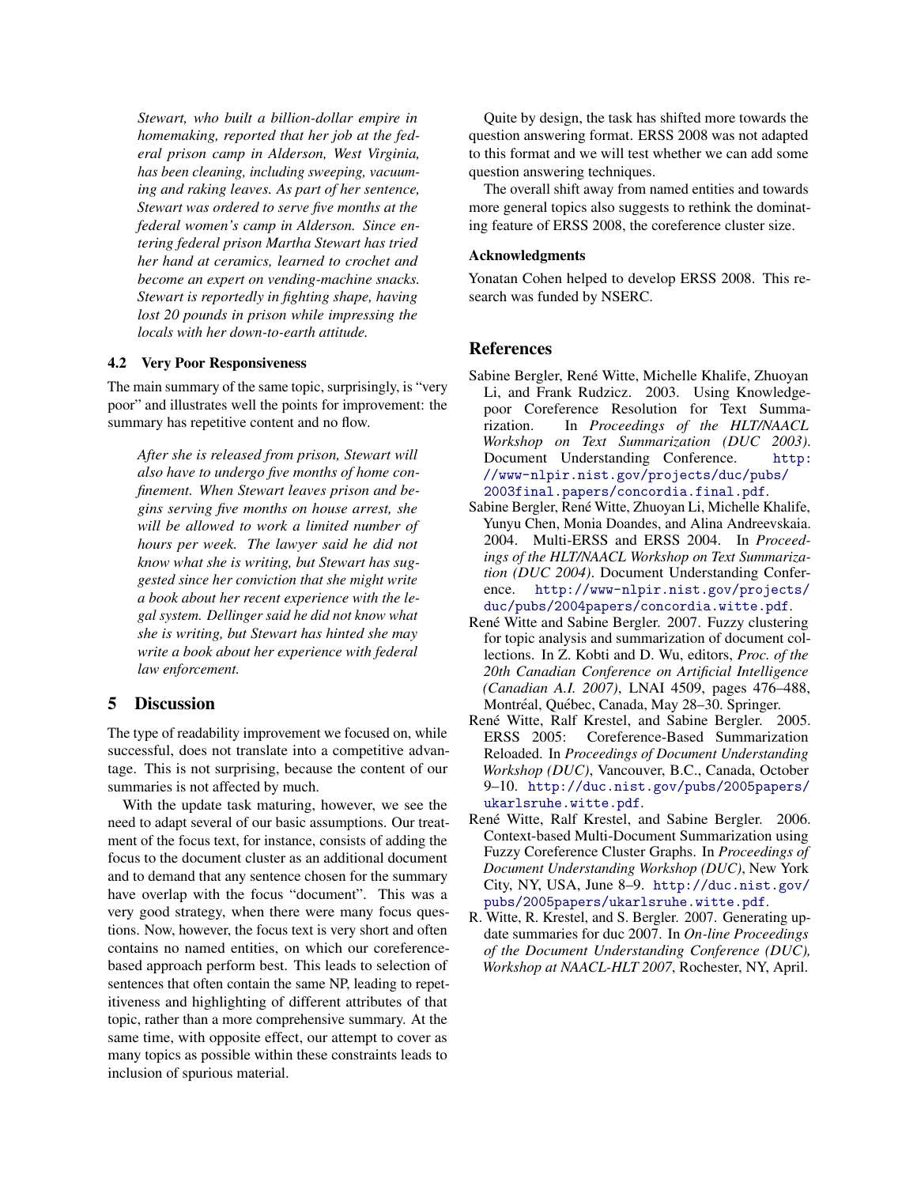> *Stewart, who built a billion-dollar empire in homemaking, reported that her job at the federal prison camp in Alderson, West Virginia, has been cleaning, including sweeping, vacuuming and raking leaves. As part of her sentence, Stewart was ordered to serve five months at the federal women's camp in Alderson. Since entering federal prison Martha Stewart has tried her hand at ceramics, learned to crochet and become an expert on vending-machine snacks. Stewart is reportedly in fighting shape, having lost 20 pounds in prison while impressing the locals with her down-to-earth attitude.*

### 4.2 Very Poor Responsiveness

The main summary of the same topic, surprisingly, is "very poor" and illustrates well the points for improvement: the summary has repetitive content and no flow.

> *After she is released from prison, Stewart will also have to undergo five months of home confinement. When Stewart leaves prison and begins serving five months on house arrest, she will be allowed to work a limited number of hours per week. The lawyer said he did not know what she is writing, but Stewart has suggested since her conviction that she might write a book about her recent experience with the legal system. Dellinger said he did not know what she is writing, but Stewart has hinted she may write a book about her experience with federal law enforcement.*

## 5 Discussion

The type of readability improvement we focused on, while successful, does not translate into a competitive advantage. This is not surprising, because the content of our summaries is not affected by much.

With the update task maturing, however, we see the need to adapt several of our basic assumptions. Our treatment of the focus text, for instance, consists of adding the focus to the document cluster as an additional document and to demand that any sentence chosen for the summary have overlap with the focus "document". This was a very good strategy, when there were many focus questions. Now, however, the focus text is very short and often contains no named entities, on which our coreference-based approach perform best. This leads to selection of sentences that often contain the same NP, leading to repetitiveness and highlighting of different attributes of that topic, rather than a more comprehensive summary. At the same time, with opposite effect, our attempt to cover as many topics as possible within these constraints leads to inclusion of spurious material.

Quite by design, the task has shifted more towards the question answering format. ERSS 2008 was not adapted to this format and we will test whether we can add some question answering techniques.

The overall shift away from named entities and towards more general topics also suggests to rethink the dominating feature of ERSS 2008, the coreference cluster size.

### Acknowledgments

Yonatan Cohen helped to develop ERSS 2008. This research was funded by NSERC.

## References

Sabine Bergler, René Witte, Michelle Khalife, Zhuoyan Li, and Frank Rudzicz. 2003. Using Knowledge-poor Coreference Resolution for Text Summarization. In *Proceedings of the HLT/NAACL Workshop on Text Summarization (DUC 2003)*. Document Understanding Conference. http://www-nlpir.nist.gov/projects/duc/pubs/2003final.papers/concordia.final.pdf.

Sabine Bergler, René Witte, Zhuoyan Li, Michelle Khalife, Yunyu Chen, Monia Doandes, and Alina Andreevskaia. 2004. Multi-ERSS and ERSS 2004. In *Proceedings of the HLT/NAACL Workshop on Text Summarization (DUC 2004)*. Document Understanding Conference. http://www-nlpir.nist.gov/projects/duc/pubs/2004papers/concordia.witte.pdf.

René Witte and Sabine Bergler. 2007. Fuzzy clustering for topic analysis and summarization of document collections. In Z. Kobti and D. Wu, editors, *Proc. of the 20th Canadian Conference on Artificial Intelligence (Canadian A.I. 2007)*, LNAI 4509, pages 476–488, Montréal, Québec, Canada, May 28–30. Springer.

René Witte, Ralf Krestel, and Sabine Bergler. 2005. ERSS 2005: Coreference-Based Summarization Reloaded. In *Proceedings of Document Understanding Workshop (DUC)*, Vancouver, B.C., Canada, October 9–10. http://duc.nist.gov/pubs/2005papers/ukarlsruhe.witte.pdf.

René Witte, Ralf Krestel, and Sabine Bergler. 2006. Context-based Multi-Document Summarization using Fuzzy Coreference Cluster Graphs. In *Proceedings of Document Understanding Workshop (DUC)*, New York City, NY, USA, June 8–9. http://duc.nist.gov/pubs/2005papers/ukarlsruhe.witte.pdf.

R. Witte, R. Krestel, and S. Bergler. 2007. Generating update summaries for duc 2007. In *On-line Proceedings of the Document Understanding Conference (DUC), Workshop at NAACL-HLT 2007*, Rochester, NY, April.